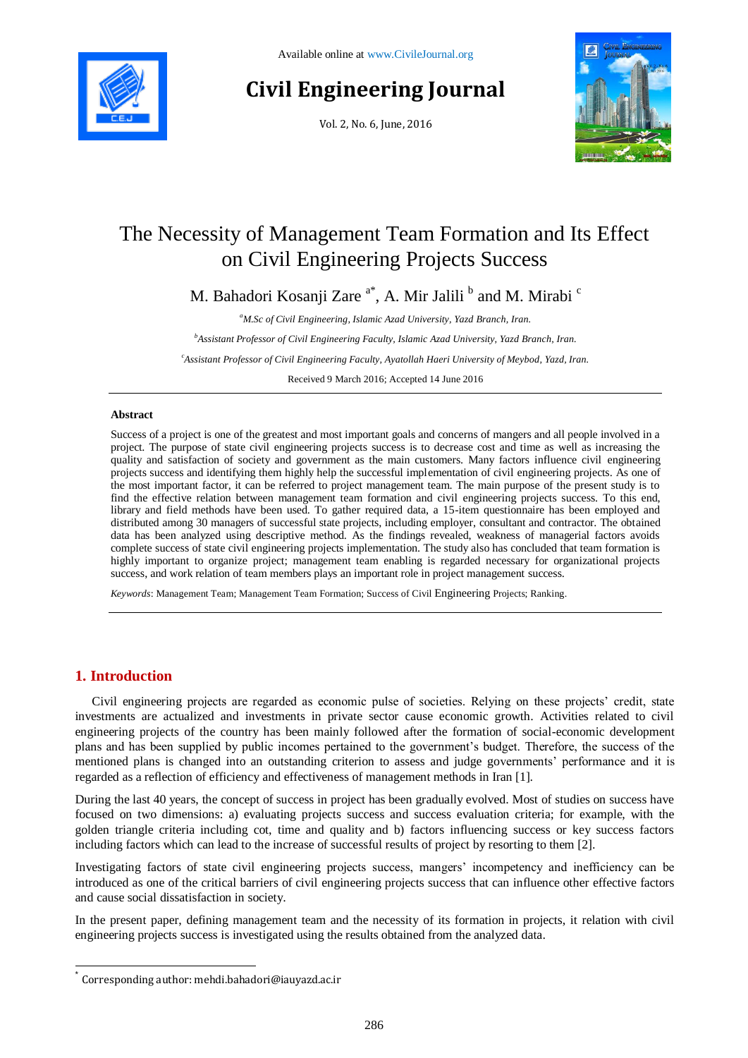Available online at www.CivileJournal.org

# Civil Engineering Journal

Vol. 2, No. 6, June, 2016

# The Necessity of Management Team Formation and Its Effect on Civil Engineering Projects Success

M. Bahadori Kosanji Zare [a*], A. Mir Jalili [b] and M. Mirabi [c]

[a] *M.Sc of Civil Engineering, Islamic Azad University, Yazd Branch, Iran.*

[b] *Assistant Professor of Civil Engineering Faculty, Islamic Azad University, Yazd Branch, Iran.*

[c] *Assistant Professor of Civil Engineering Faculty, Ayatollah Haeri University of Meybod, Yazd, Iran.*

Received 9 March 2016; Accepted 14 June 2016

## Abstract

Success of a project is one of the greatest and most important goals and concerns of mangers and all people involved in a project. The purpose of state civil engineering projects success is to decrease cost and time as well as increasing the quality and satisfaction of society and government as the main customers. Many factors influence civil engineering projects success and identifying them highly help the successful implementation of civil engineering projects. As one of the most important factor, it can be referred to project management team. The main purpose of the present study is to find the effective relation between management team formation and civil engineering projects success. To this end, library and field methods have been used. To gather required data, a 15-item questionnaire has been employed and distributed among 30 managers of successful state projects, including employer, consultant and contractor. The obtained data has been analyzed using descriptive method. As the findings revealed, weakness of managerial factors avoids complete success of state civil engineering projects implementation. The study also has concluded that team formation is highly important to organize project; management team enabling is regarded necessary for organizational projects success, and work relation of team members plays an important role in project management success.

*Keywords*: Management Team; Management Team Formation; Success of Civil Engineering Projects; Ranking.

## 1. Introduction

Civil engineering projects are regarded as economic pulse of societies. Relying on these projects' credit, state investments are actualized and investments in private sector cause economic growth. Activities related to civil engineering projects of the country has been mainly followed after the formation of social-economic development plans and has been supplied by public incomes pertained to the government's budget. Therefore, the success of the mentioned plans is changed into an outstanding criterion to assess and judge governments' performance and it is regarded as a reflection of efficiency and effectiveness of management methods in Iran [1].

During the last 40 years, the concept of success in project has been gradually evolved. Most of studies on success have focused on two dimensions: a) evaluating projects success and success evaluation criteria; for example, with the golden triangle criteria including cot, time and quality and b) factors influencing success or key success factors including factors which can lead to the increase of successful results of project by resorting to them [2].

Investigating factors of state civil engineering projects success, mangers' incompetency and inefficiency can be introduced as one of the critical barriers of civil engineering projects success that can influence other effective factors and cause social dissatisfaction in society.

In the present paper, defining management team and the necessity of its formation in projects, it relation with civil engineering projects success is investigated using the results obtained from the analyzed data.

[*] Corresponding author: mehdi.bahadori@iauyazd.ac.ir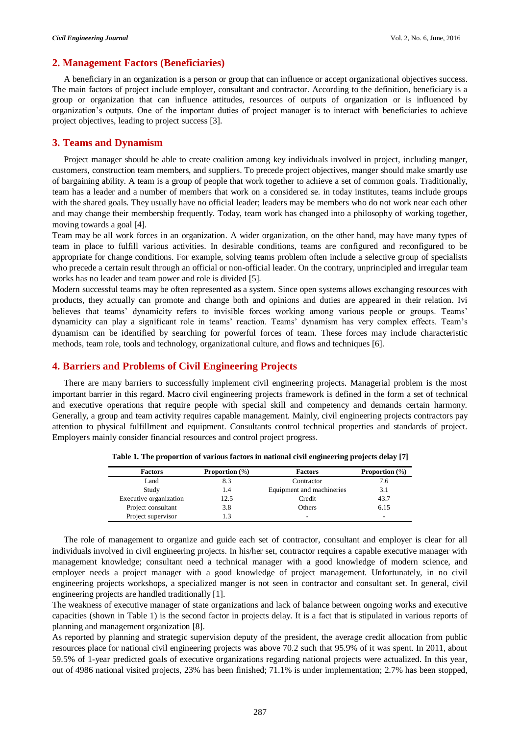## 2. Management Factors (Beneficiaries)

A beneficiary in an organization is a person or group that can influence or accept organizational objectives success. The main factors of project include employer, consultant and contractor. According to the definition, beneficiary is a group or organization that can influence attitudes, resources of outputs of organization or is influenced by organization's outputs. One of the important duties of project manager is to interact with beneficiaries to achieve project objectives, leading to project success [3].

## 3. Teams and Dynamism

Project manager should be able to create coalition among key individuals involved in project, including manger, customers, construction team members, and suppliers. To precede project objectives, manger should make smartly use of bargaining ability. A team is a group of people that work together to achieve a set of common goals. Traditionally, team has a leader and a number of members that work on a considered se. in today institutes, teams include groups with the shared goals. They usually have no official leader; leaders may be members who do not work near each other and may change their membership frequently. Today, team work has changed into a philosophy of working together, moving towards a goal [4].

Team may be all work forces in an organization. A wider organization, on the other hand, may have many types of team in place to fulfill various activities. In desirable conditions, teams are configured and reconfigured to be appropriate for change conditions. For example, solving teams problem often include a selective group of specialists who precede a certain result through an official or non-official leader. On the contrary, unprincipled and irregular team works has no leader and team power and role is divided [5].

Modern successful teams may be often represented as a system. Since open systems allows exchanging resources with products, they actually can promote and change both and opinions and duties are appeared in their relation. Ivi believes that teams' dynamicity refers to invisible forces working among various people or groups. Teams' dynamicity can play a significant role in teams' reaction. Teams' dynamism has very complex effects. Team's dynamism can be identified by searching for powerful forces of team. These forces may include characteristic methods, team role, tools and technology, organizational culture, and flows and techniques [6].

## 4. Barriers and Problems of Civil Engineering Projects

There are many barriers to successfully implement civil engineering projects. Managerial problem is the most important barrier in this regard. Macro civil engineering projects framework is defined in the form a set of technical and executive operations that require people with special skill and competency and demands certain harmony. Generally, a group and team activity requires capable management. Mainly, civil engineering projects contractors pay attention to physical fulfillment and equipment. Consultants control technical properties and standards of project. Employers mainly consider financial resources and control project progress.

**Table 1. The proportion of various factors in national civil engineering projects delay [7]**

| Factors | Proportion (%) | Factors | Proportion (%) |
|---|---|---|---|
| Land | 8.3 | Contractor | 7.6 |
| Study | 1.4 | Equipment and machineries | 3.1 |
| Executive organization | 12.5 | Credit | 43.7 |
| Project consultant | 3.8 | Others | 6.15 |
| Project supervisor | 1.3 | - | - |

The role of management to organize and guide each set of contractor, consultant and employer is clear for all individuals involved in civil engineering projects. In his/her set, contractor requires a capable executive manager with management knowledge; consultant need a technical manager with a good knowledge of modern science, and employer needs a project manager with a good knowledge of project management. Unfortunately, in no civil engineering projects workshops, a specialized manger is not seen in contractor and consultant set. In general, civil engineering projects are handled traditionally [1].

The weakness of executive manager of state organizations and lack of balance between ongoing works and executive capacities (shown in Table 1) is the second factor in projects delay. It is a fact that is stipulated in various reports of planning and management organization [8].

As reported by planning and strategic supervision deputy of the president, the average credit allocation from public resources place for national civil engineering projects was above 70.2 such that 95.9% of it was spent. In 2011, about 59.5% of 1-year predicted goals of executive organizations regarding national projects were actualized. In this year, out of 4986 national visited projects, 23% has been finished; 71.1% is under implementation; 2.7% has been stopped,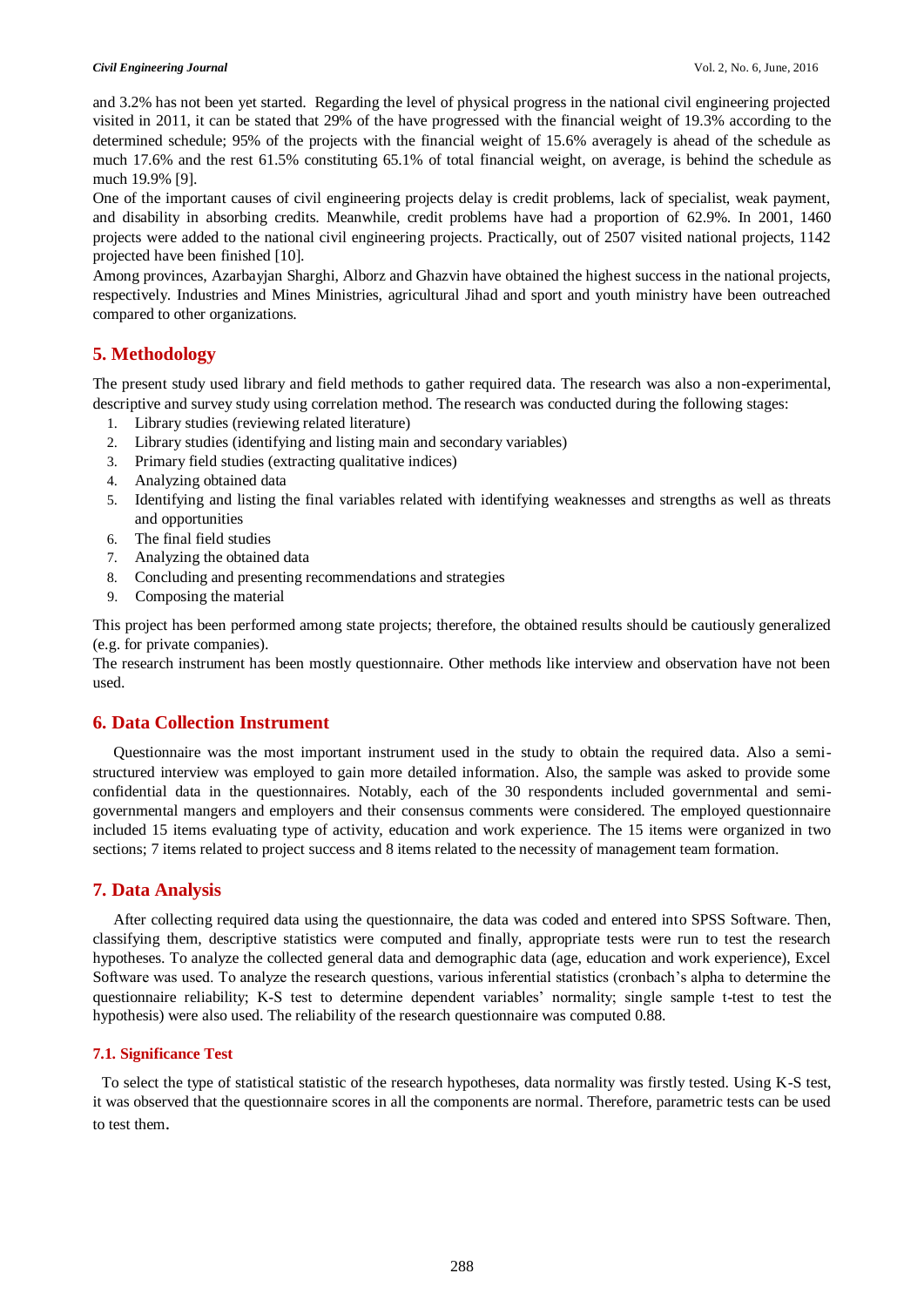and 3.2% has not been yet started. Regarding the level of physical progress in the national civil engineering projected visited in 2011, it can be stated that 29% of the have progressed with the financial weight of 19.3% according to the determined schedule; 95% of the projects with the financial weight of 15.6% averagely is ahead of the schedule as much 17.6% and the rest 61.5% constituting 65.1% of total financial weight, on average, is behind the schedule as much 19.9% [9].

One of the important causes of civil engineering projects delay is credit problems, lack of specialist, weak payment, and disability in absorbing credits. Meanwhile, credit problems have had a proportion of 62.9%. In 2001, 1460 projects were added to the national civil engineering projects. Practically, out of 2507 visited national projects, 1142 projected have been finished [10].

Among provinces, Azarbayjan Sharghi, Alborz and Ghazvin have obtained the highest success in the national projects, respectively. Industries and Mines Ministries, agricultural Jihad and sport and youth ministry have been outreached compared to other organizations.

## 5. Methodology

The present study used library and field methods to gather required data. The research was also a non-experimental, descriptive and survey study using correlation method. The research was conducted during the following stages:

1. Library studies (reviewing related literature)
2. Library studies (identifying and listing main and secondary variables)
3. Primary field studies (extracting qualitative indices)
4. Analyzing obtained data
5. Identifying and listing the final variables related with identifying weaknesses and strengths as well as threats and opportunities
6. The final field studies
7. Analyzing the obtained data
8. Concluding and presenting recommendations and strategies
9. Composing the material

This project has been performed among state projects; therefore, the obtained results should be cautiously generalized (e.g. for private companies).

The research instrument has been mostly questionnaire. Other methods like interview and observation have not been used.

## 6. Data Collection Instrument

Questionnaire was the most important instrument used in the study to obtain the required data. Also a semi-structured interview was employed to gain more detailed information. Also, the sample was asked to provide some confidential data in the questionnaires. Notably, each of the 30 respondents included governmental and semi-governmental mangers and employers and their consensus comments were considered. The employed questionnaire included 15 items evaluating type of activity, education and work experience. The 15 items were organized in two sections; 7 items related to project success and 8 items related to the necessity of management team formation.

## 7. Data Analysis

After collecting required data using the questionnaire, the data was coded and entered into SPSS Software. Then, classifying them, descriptive statistics were computed and finally, appropriate tests were run to test the research hypotheses. To analyze the collected general data and demographic data (age, education and work experience), Excel Software was used. To analyze the research questions, various inferential statistics (cronbach's alpha to determine the questionnaire reliability; K-S test to determine dependent variables' normality; single sample t-test to test the hypothesis) were also used. The reliability of the research questionnaire was computed 0.88.

### 7.1. Significance Test

To select the type of statistical statistic of the research hypotheses, data normality was firstly tested. Using K-S test, it was observed that the questionnaire scores in all the components are normal. Therefore, parametric tests can be used to test them.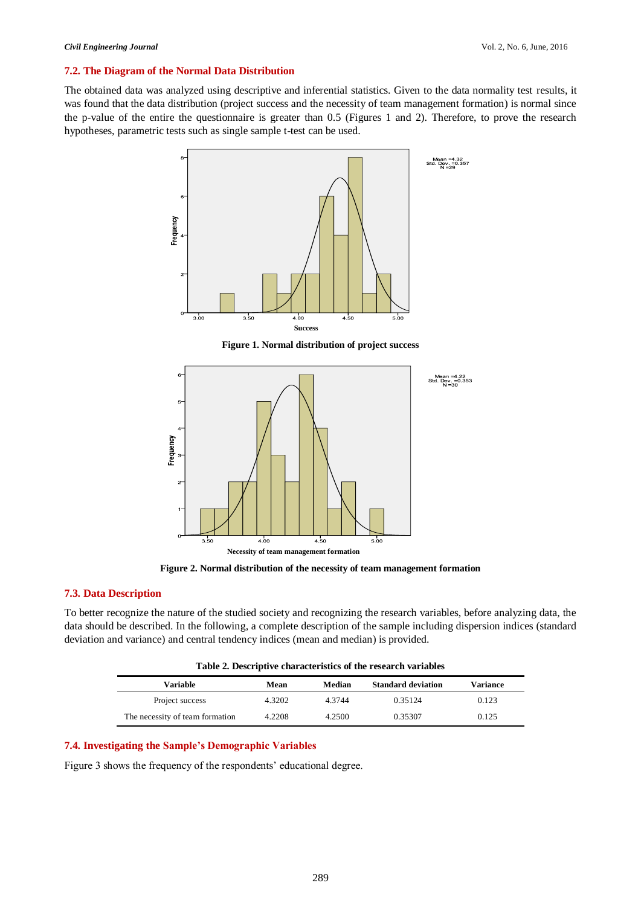### 7.2. The Diagram of the Normal Data Distribution

The obtained data was analyzed using descriptive and inferential statistics. Given to the data normality test results, it was found that the data distribution (project success and the necessity of team management formation) is normal since the p-value of the entire the questionnaire is greater than 0.5 (Figures 1 and 2). Therefore, to prove the research hypotheses, parametric tests such as single sample t-test can be used.

**Figure 1. Normal distribution of project success**

**Figure 2. Normal distribution of the necessity of team management formation**

### 7.3. Data Description

To better recognize the nature of the studied society and recognizing the research variables, before analyzing data, the data should be described. In the following, a complete description of the sample including dispersion indices (standard deviation and variance) and central tendency indices (mean and median) is provided.

**Table 2. Descriptive characteristics of the research variables**

| Variable | Mean | Median | Standard deviation | Variance |
|---|---|---|---|---|
| Project success | 4.3202 | 4.3744 | 0.35124 | 0.123 |
| The necessity of team formation | 4.2208 | 4.2500 | 0.35307 | 0.125 |

### 7.4. Investigating the Sample's Demographic Variables

Figure 3 shows the frequency of the respondents' educational degree.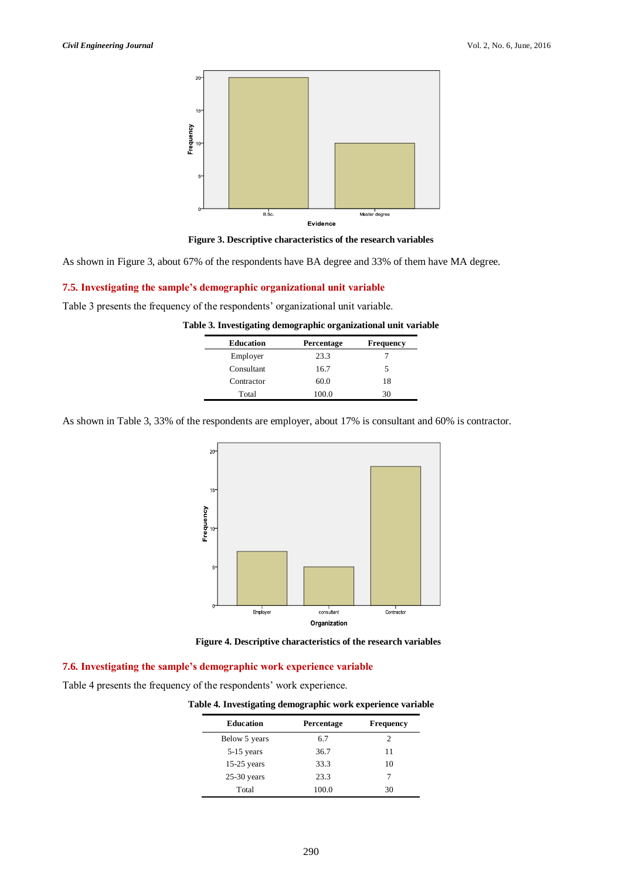Figure 3. Descriptive characteristics of the research variables

As shown in Figure 3, about 67% of the respondents have BA degree and 33% of them have MA degree.

## 7.5. Investigating the sample's demographic organizational unit variable

Table 3 presents the frequency of the respondents' organizational unit variable.

**Table 3. Investigating demographic organizational unit variable**

| Education | Percentage | Frequency |
|---|---|---|
| Employer | 23.3 | 7 |
| Consultant | 16.7 | 5 |
| Contractor | 60.0 | 18 |
| Total | 100.0 | 30 |

As shown in Table 3, 33% of the respondents are employer, about 17% is consultant and 60% is contractor.

Figure 4. Descriptive characteristics of the research variables

## 7.6. Investigating the sample's demographic work experience variable

Table 4 presents the frequency of the respondents' work experience.

**Table 4. Investigating demographic work experience variable**

| Education | Percentage | Frequency |
|---|---|---|
| Below 5 years | 6.7 | 2 |
| 5-15 years | 36.7 | 11 |
| 15-25 years | 33.3 | 10 |
| 25-30 years | 23.3 | 7 |
| Total | 100.0 | 30 |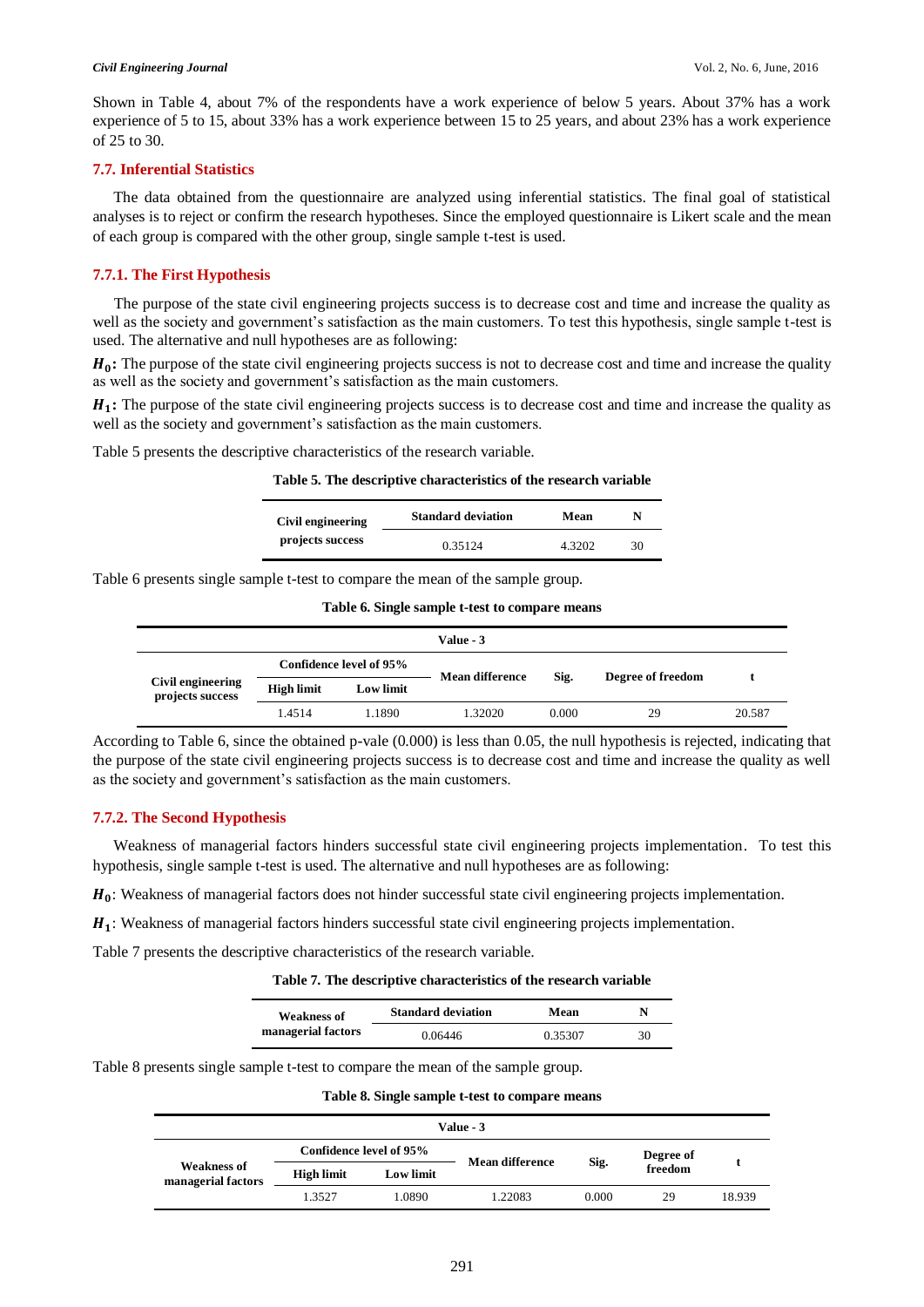Shown in Table 4, about 7% of the respondents have a work experience of below 5 years. About 37% has a work experience of 5 to 15, about 33% has a work experience between 15 to 25 years, and about 23% has a work experience of 25 to 30.

### 7.7. Inferential Statistics

The data obtained from the questionnaire are analyzed using inferential statistics. The final goal of statistical analyses is to reject or confirm the research hypotheses. Since the employed questionnaire is Likert scale and the mean of each group is compared with the other group, single sample t-test is used.

#### 7.7.1. The First Hypothesis

The purpose of the state civil engineering projects success is to decrease cost and time and increase the quality as well as the society and government's satisfaction as the main customers. To test this hypothesis, single sample t-test is used. The alternative and null hypotheses are as following:

$H_0$**:** The purpose of the state civil engineering projects success is not to decrease cost and time and increase the quality as well as the society and government's satisfaction as the main customers.

$H_1$**:** The purpose of the state civil engineering projects success is to decrease cost and time and increase the quality as well as the society and government's satisfaction as the main customers.

Table 5 presents the descriptive characteristics of the research variable.

**Table 5. The descriptive characteristics of the research variable**

| | Standard deviation | Mean | N |
|---|---|---|---|
| Civil engineering projects success | 0.35124 | 4.3202 | 30 |

Table 6 presents single sample t-test to compare the mean of the sample group.

**Table 6. Single sample t-test to compare means**

| | Value - 3 | | | | | |
|---|---|---|---|---|---|---|
| | Confidence level of 95% | | Mean difference | Sig. | Degree of freedom | t |
| Civil engineering projects success | High limit | Low limit | | | | |
| | 1.4514 | 1.1890 | 1.32020 | 0.000 | 29 | 20.587 |

According to Table 6, since the obtained p-vale (0.000) is less than 0.05, the null hypothesis is rejected, indicating that the purpose of the state civil engineering projects success is to decrease cost and time and increase the quality as well as the society and government's satisfaction as the main customers.

#### 7.7.2. The Second Hypothesis

Weakness of managerial factors hinders successful state civil engineering projects implementation. To test this hypothesis, single sample t-test is used. The alternative and null hypotheses are as following:

$H_0$: Weakness of managerial factors does not hinder successful state civil engineering projects implementation.

$H_1$: Weakness of managerial factors hinders successful state civil engineering projects implementation.

Table 7 presents the descriptive characteristics of the research variable.

**Table 7. The descriptive characteristics of the research variable**

| | Standard deviation | Mean | N |
|---|---|---|---|
| Weakness of managerial factors | 0.06446 | 0.35307 | 30 |

Table 8 presents single sample t-test to compare the mean of the sample group.

**Table 8. Single sample t-test to compare means**

| | Value - 3 | | | | | |
|---|---|---|---|---|---|---|
| | Confidence level of 95% | | Mean difference | Sig. | Degree of freedom | t |
| Weakness of managerial factors | High limit | Low limit | | | | |
| | 1.3527 | 1.0890 | 1.22083 | 0.000 | 29 | 18.939 |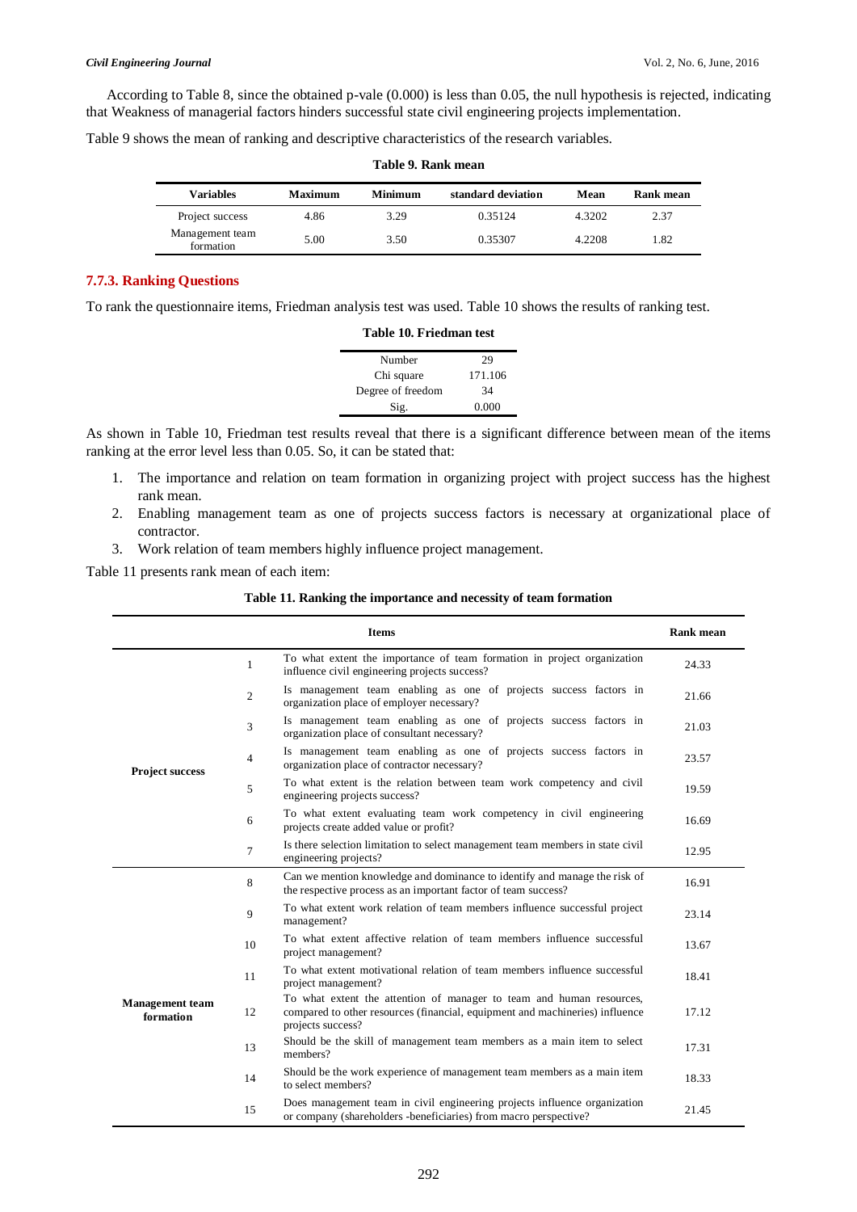According to Table 8, since the obtained p-vale (0.000) is less than 0.05, the null hypothesis is rejected, indicating that Weakness of managerial factors hinders successful state civil engineering projects implementation.

Table 9 shows the mean of ranking and descriptive characteristics of the research variables.

**Table 9. Rank mean**

| Variables | Maximum | Minimum | standard deviation | Mean | Rank mean |
|---|---|---|---|---|---|
| Project success | 4.86 | 3.29 | 0.35124 | 4.3202 | 2.37 |
| Management team formation | 5.00 | 3.50 | 0.35307 | 4.2208 | 1.82 |

### 7.7.3. Ranking Questions

To rank the questionnaire items, Friedman analysis test was used. Table 10 shows the results of ranking test.

**Table 10. Friedman test**

| | |
|---|---|
| Number | 29 |
| Chi square | 171.106 |
| Degree of freedom | 34 |
| Sig. | 0.000 |

As shown in Table 10, Friedman test results reveal that there is a significant difference between mean of the items ranking at the error level less than 0.05. So, it can be stated that:

1. The importance and relation on team formation in organizing project with project success has the highest rank mean.
2. Enabling management team as one of projects success factors is necessary at organizational place of contractor.
3. Work relation of team members highly influence project management.

Table 11 presents rank mean of each item:

**Table 11. Ranking the importance and necessity of team formation**

| | | Items | Rank mean |
|---|---|---|---|
| Project success | 1 | To what extent the importance of team formation in project organization influence civil engineering projects success? | 24.33 |
| | 2 | Is management team enabling as one of projects success factors in organization place of employer necessary? | 21.66 |
| | 3 | Is management team enabling as one of projects success factors in organization place of consultant necessary? | 21.03 |
| | 4 | Is management team enabling as one of projects success factors in organization place of contractor necessary? | 23.57 |
| | 5 | To what extent is the relation between team work competency and civil engineering projects success? | 19.59 |
| | 6 | To what extent evaluating team work competency in civil engineering projects create added value or profit? | 16.69 |
| | 7 | Is there selection limitation to select management team members in state civil engineering projects? | 12.95 |
| Management team formation | 8 | Can we mention knowledge and dominance to identify and manage the risk of the respective process as an important factor of team success? | 16.91 |
| | 9 | To what extent work relation of team members influence successful project management? | 23.14 |
| | 10 | To what extent affective relation of team members influence successful project management? | 13.67 |
| | 11 | To what extent motivational relation of team members influence successful project management? | 18.41 |
| | 12 | To what extent the attention of manager to team and human resources, compared to other resources (financial, equipment and machineries) influence projects success? | 17.12 |
| | 13 | Should be the skill of management team members as a main item to select members? | 17.31 |
| | 14 | Should be the work experience of management team members as a main item to select members? | 18.33 |
| | 15 | Does management team in civil engineering projects influence organization or company (shareholders -beneficiaries) from macro perspective? | 21.45 |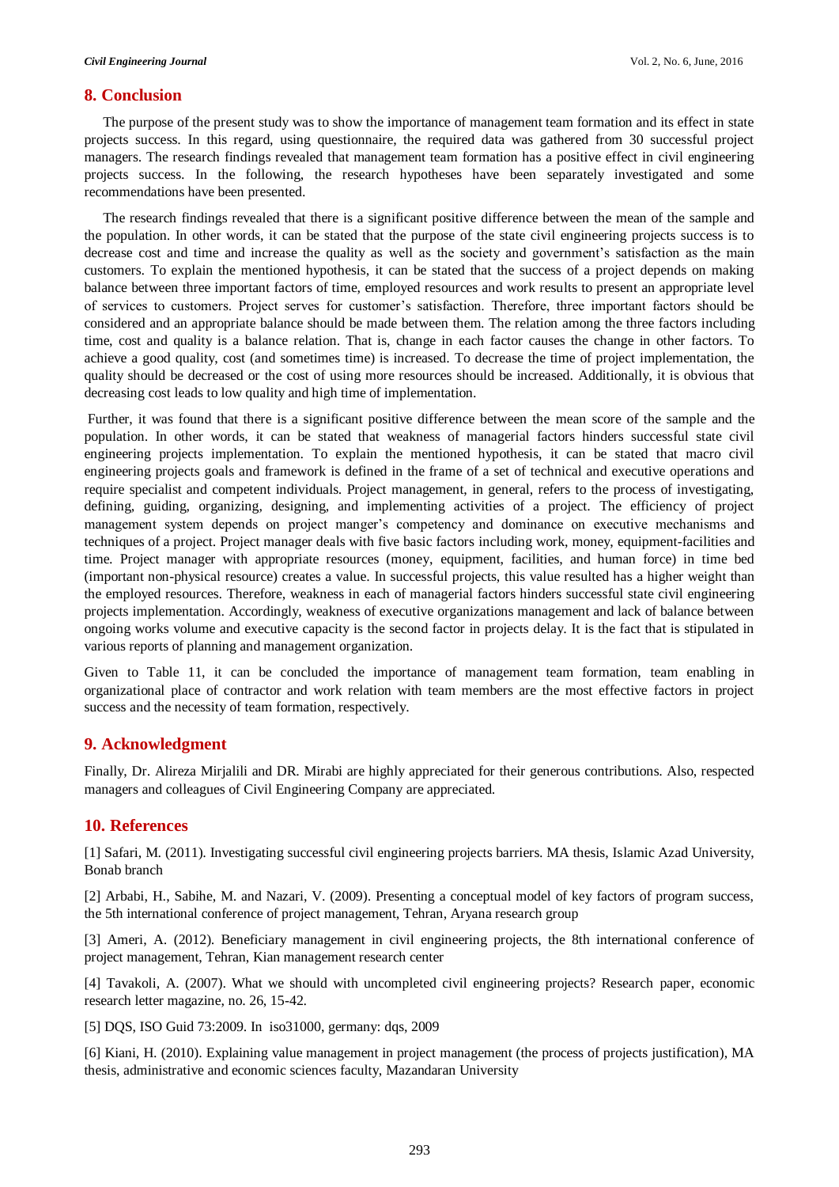## 8. Conclusion

The purpose of the present study was to show the importance of management team formation and its effect in state projects success. In this regard, using questionnaire, the required data was gathered from 30 successful project managers. The research findings revealed that management team formation has a positive effect in civil engineering projects success. In the following, the research hypotheses have been separately investigated and some recommendations have been presented.

The research findings revealed that there is a significant positive difference between the mean of the sample and the population. In other words, it can be stated that the purpose of the state civil engineering projects success is to decrease cost and time and increase the quality as well as the society and government's satisfaction as the main customers. To explain the mentioned hypothesis, it can be stated that the success of a project depends on making balance between three important factors of time, employed resources and work results to present an appropriate level of services to customers. Project serves for customer's satisfaction. Therefore, three important factors should be considered and an appropriate balance should be made between them. The relation among the three factors including time, cost and quality is a balance relation. That is, change in each factor causes the change in other factors. To achieve a good quality, cost (and sometimes time) is increased. To decrease the time of project implementation, the quality should be decreased or the cost of using more resources should be increased. Additionally, it is obvious that decreasing cost leads to low quality and high time of implementation.

Further, it was found that there is a significant positive difference between the mean score of the sample and the population. In other words, it can be stated that weakness of managerial factors hinders successful state civil engineering projects implementation. To explain the mentioned hypothesis, it can be stated that macro civil engineering projects goals and framework is defined in the frame of a set of technical and executive operations and require specialist and competent individuals. Project management, in general, refers to the process of investigating, defining, guiding, organizing, designing, and implementing activities of a project. The efficiency of project management system depends on project manger's competency and dominance on executive mechanisms and techniques of a project. Project manager deals with five basic factors including work, money, equipment-facilities and time. Project manager with appropriate resources (money, equipment, facilities, and human force) in time bed (important non-physical resource) creates a value. In successful projects, this value resulted has a higher weight than the employed resources. Therefore, weakness in each of managerial factors hinders successful state civil engineering projects implementation. Accordingly, weakness of executive organizations management and lack of balance between ongoing works volume and executive capacity is the second factor in projects delay. It is the fact that is stipulated in various reports of planning and management organization.

Given to Table 11, it can be concluded the importance of management team formation, team enabling in organizational place of contractor and work relation with team members are the most effective factors in project success and the necessity of team formation, respectively.

## 9. Acknowledgment

Finally, Dr. Alireza Mirjalili and DR. Mirabi are highly appreciated for their generous contributions. Also, respected managers and colleagues of Civil Engineering Company are appreciated.

## 10. References

[1] Safari, M. (2011). Investigating successful civil engineering projects barriers. MA thesis, Islamic Azad University, Bonab branch

[2] Arbabi, H., Sabihe, M. and Nazari, V. (2009). Presenting a conceptual model of key factors of program success, the 5th international conference of project management, Tehran, Aryana research group

[3] Ameri, A. (2012). Beneficiary management in civil engineering projects, the 8th international conference of project management, Tehran, Kian management research center

[4] Tavakoli, A. (2007). What we should with uncompleted civil engineering projects? Research paper, economic research letter magazine, no. 26, 15-42.

[5] DQS, ISO Guid 73:2009. In iso31000, germany: dqs, 2009

[6] Kiani, H. (2010). Explaining value management in project management (the process of projects justification), MA thesis, administrative and economic sciences faculty, Mazandaran University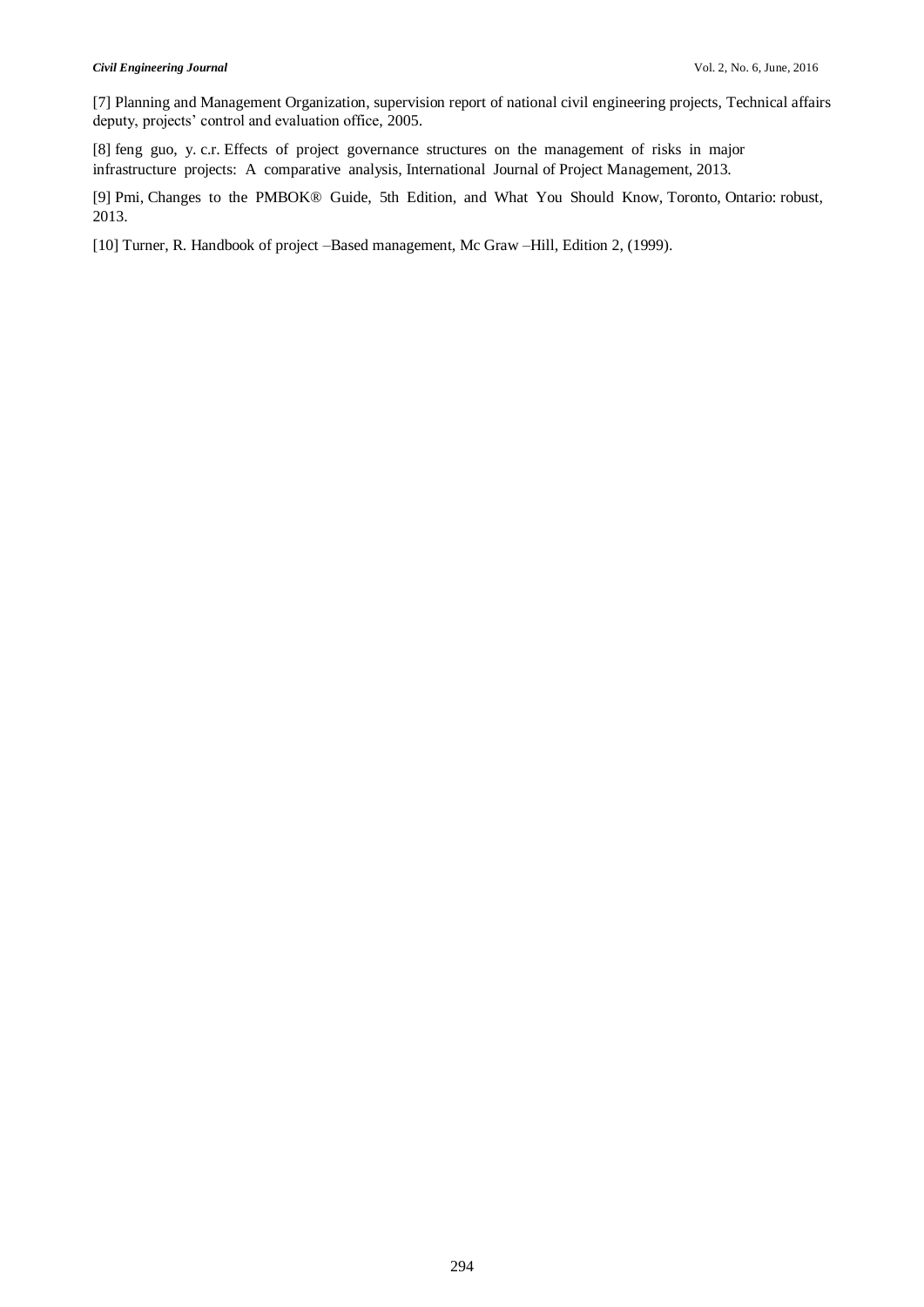[7] Planning and Management Organization, supervision report of national civil engineering projects, Technical affairs deputy, projects' control and evaluation office, 2005.

[8] feng guo, y. c.r. Effects of project governance structures on the management of risks in major infrastructure projects: A comparative analysis, International Journal of Project Management, 2013.

[9] Pmi, Changes to the PMBOK® Guide, 5th Edition, and What You Should Know, Toronto, Ontario: robust, 2013.

[10] Turner, R. Handbook of project –Based management, Mc Graw –Hill, Edition 2, (1999).